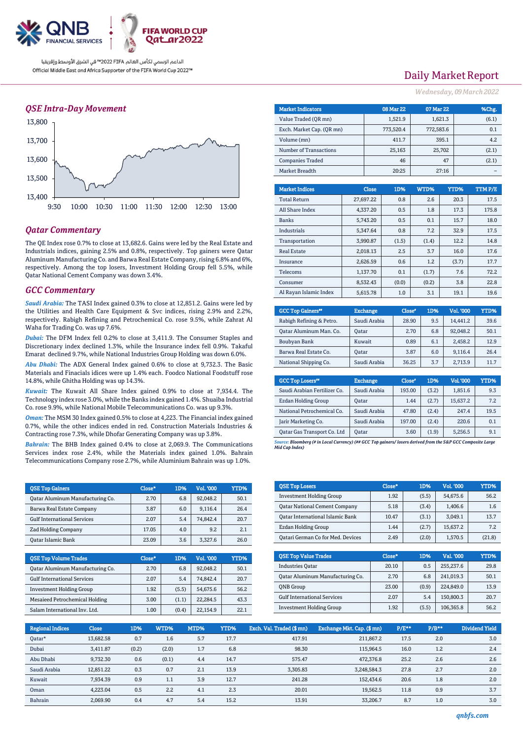الداعم الرسمي لكأس العالم FIFA 2022™ في الشرق الأوسط وإفريقيا

Official Middle East and Africa Supporter of the FIFA World Cup 2022™

# Daily Market Report

*Wednesday, 09 March 2022*

## QSE Intra-Day Movement

13,800
13,700
13,600
13,500
13,400
9:30 10:00 10:30 11:00 11:30 12:00 12:30 13:00

## Qatar Commentary

The QE Index rose 0.7% to close at 13,682.6. Gains were led by the Real Estate and Industrials indices, gaining 2.5% and 0.8%, respectively. Top gainers were Qatar Aluminum Manufacturing Co. and Barwa Real Estate Company, rising 6.8% and 6%, respectively. Among the top losers, Investment Holding Group fell 5.5%, while Qatar National Cement Company was down 3.4%.

## GCC Commentary

***Saudi Arabia:*** The TASI Index gained 0.3% to close at 12,851.2. Gains were led by the Utilities and Health Care Equipment & Svc indices, rising 2.9% and 2.2%, respectively. Rabigh Refining and Petrochemical Co. rose 9.5%, while Zahrat Al Waha for Trading Co. was up 7.6%.

***Dubai:*** The DFM Index fell 0.2% to close at 3,411.9. The Consumer Staples and Discretionary index declined 1.3%, while the Insurance index fell 0.9%. Takaful Emarat declined 9.7%, while National Industries Group Holding was down 6.0%.

***Abu Dhabi:*** The ADX General Index gained 0.6% to close at 9,732.3. The Basic Materials and Finacials idices were up 1.4% each. Foodco National Foodstuff rose 14.8%, while Ghitha Holding was up 14.3%.

***Kuwait:*** The Kuwait All Share Index gained 0.9% to close at 7,934.4. The Technology index rose 3.0%, while the Banks index gained 1.4%. Shuaiba Industrial Co. rose 9.9%, while National Mobile Telecommunications Co. was up 9.3%.

***Oman:*** The MSM 30 Index gained 0.5% to close at 4,223. The Financial index gained 0.7%, while the other indices ended in red. Construction Materials Industries & Contracting rose 7.3%, while Dhofar Generating Company was up 3.8%.

***Bahrain:*** The BHB Index gained 0.4% to close at 2,069.9. The Communications Services index rose 2.4%, while the Materials index gained 1.0%. Bahrain Telecommunications Company rose 2.7%, while Aluminium Bahrain was up 1.0%.

| Market Indicators | 08 Mar 22 | 07 Mar 22 | %Chg. |
|---|---|---|---|
| Value Traded (QR mn) | 1,521.9 | 1,621.3 | (6.1) |
| Exch. Market Cap. (QR mn) | 773,520.4 | 772,583.6 | 0.1 |
| Volume (mn) | 411.7 | 395.1 | 4.2 |
| Number of Transactions | 25,163 | 25,702 | (2.1) |
| Companies Traded | 46 | 47 | (2.1) |
| Market Breadth | 20:25 | 27:16 | – |

| Market Indices | Close | 1D% | WTD% | YTD% | TTM P/E |
|---|---|---|---|---|---|
| Total Return | 27,697.22 | 0.8 | 2.6 | 20.3 | 17.5 |
| All Share Index | 4,337.20 | 0.5 | 1.8 | 17.3 | 175.8 |
| Banks | 5,743.20 | 0.5 | 0.1 | 15.7 | 18.0 |
| Industrials | 5,347.64 | 0.8 | 7.2 | 32.9 | 17.5 |
| Transportation | 3,990.87 | (1.5) | (1.4) | 12.2 | 14.8 |
| Real Estate | 2,018.13 | 2.5 | 3.7 | 16.0 | 17.6 |
| Insurance | 2,626.59 | 0.6 | 1.2 | (3.7) | 17.7 |
| Telecoms | 1,137.70 | 0.1 | (1.7) | 7.6 | 72.2 |
| Consumer | 8,532.43 | (0.0) | (0.2) | 3.8 | 22.8 |
| Al Rayan Islamic Index | 5,615.78 | 1.0 | 3.1 | 19.1 | 19.6 |

| GCC Top Gainers## | Exchange | Close# | 1D% | Vol. '000 | YTD% |
|---|---|---|---|---|---|
| Rabigh Refining & Petro. | Saudi Arabia | 28.90 | 9.5 | 14,441.2 | 39.6 |
| Qatar Aluminum Man. Co. | Qatar | 2.70 | 6.8 | 92,048.2 | 50.1 |
| Boubyan Bank | Kuwait | 0.89 | 6.1 | 2,458.2 | 12.9 |
| Barwa Real Estate Co. | Qatar | 3.87 | 6.0 | 9,116.4 | 26.4 |
| National Shipping Co. | Saudi Arabia | 36.25 | 3.7 | 2,713.9 | 11.7 |

| GCC Top Losers## | Exchange | Close# | 1D% | Vol. '000 | YTD% |
|---|---|---|---|---|---|
| Saudi Arabian Fertilizer Co. | Saudi Arabia | 193.00 | (3.2) | 1,851.6 | 9.3 |
| Ezdan Holding Group | Qatar | 1.44 | (2.7) | 15,637.2 | 7.2 |
| National Petrochemical Co. | Saudi Arabia | 47.80 | (2.4) | 247.4 | 19.5 |
| Jarir Marketing Co. | Saudi Arabia | 197.00 | (2.4) | 220.6 | 0.1 |
| Qatar Gas Transport Co. Ltd | Qatar | 3.60 | (1.9) | 5,256.5 | 9.1 |

*Source: Bloomberg (# in Local Currency) (## GCC Top gainers/ losers derived from the S&P GCC Composite Large Mid Cap Index)*

| QSE Top Gainers | Close* | 1D% | Vol. '000 | YTD% |
|---|---|---|---|---|
| Qatar Aluminum Manufacturing Co. | 2.70 | 6.8 | 92,048.2 | 50.1 |
| Barwa Real Estate Company | 3.87 | 6.0 | 9,116.4 | 26.4 |
| Gulf International Services | 2.07 | 5.4 | 74,842.4 | 20.7 |
| Zad Holding Company | 17.05 | 4.0 | 9.2 | 2.1 |
| Qatar Islamic Bank | 23.09 | 3.6 | 3,327.6 | 26.0 |

| QSE Top Volume Trades | Close* | 1D% | Vol. '000 | YTD% |
|---|---|---|---|---|
| Qatar Aluminum Manufacturing Co. | 2.70 | 6.8 | 92,048.2 | 50.1 |
| Gulf International Services | 2.07 | 5.4 | 74,842.4 | 20.7 |
| Investment Holding Group | 1.92 | (5.5) | 54,675.6 | 56.2 |
| Mesaieed Petrochemical Holding | 3.00 | (1.1) | 22,284.5 | 43.3 |
| Salam International Inv. Ltd. | 1.00 | (0.4) | 22,154.9 | 22.1 |

| QSE Top Losers | Close* | 1D% | Vol. '000 | YTD% |
|---|---|---|---|---|
| Investment Holding Group | 1.92 | (5.5) | 54,675.6 | 56.2 |
| Qatar National Cement Company | 5.18 | (3.4) | 1,406.6 | 1.6 |
| Qatar International Islamic Bank | 10.47 | (3.1) | 3,049.1 | 13.7 |
| Ezdan Holding Group | 1.44 | (2.7) | 15,637.2 | 7.2 |
| Qatari German Co for Med. Devices | 2.49 | (2.0) | 1,570.5 | (21.8) |

| QSE Top Value Trades | Close* | 1D% | Val. '000 | YTD% |
|---|---|---|---|---|
| Industries Qatar | 20.10 | 0.5 | 255,237.6 | 29.8 |
| Qatar Aluminum Manufacturing Co. | 2.70 | 6.8 | 241,019.3 | 50.1 |
| QNB Group | 23.00 | (0.9) | 224,849.0 | 13.9 |
| Gulf International Services | 2.07 | 5.4 | 150,800.3 | 20.7 |
| Investment Holding Group | 1.92 | (5.5) | 106,365.8 | 56.2 |

| Regional Indices | Close | 1D% | WTD% | MTD% | YTD% | Exch. Val. Traded ($ mn) | Exchange Mkt. Cap. ($ mn) | P/E** | P/B** | Dividend Yield |
|---|---|---|---|---|---|---|---|---|---|---|
| Qatar* | 13,682.58 | 0.7 | 1.6 | 5.7 | 17.7 | 417.91 | 211,867.2 | 17.5 | 2.0 | 3.0 |
| Dubai | 3,411.87 | (0.2) | (2.0) | 1.7 | 6.8 | 98.30 | 115,964.5 | 16.0 | 1.2 | 2.4 |
| Abu Dhabi | 9,732.30 | 0.6 | (0.1) | 4.4 | 14.7 | 575.47 | 472,376.8 | 25.2 | 2.6 | 2.6 |
| Saudi Arabia | 12,851.22 | 0.3 | 0.7 | 2.1 | 13.9 | 3,305.83 | 3,248,584.3 | 27.8 | 2.7 | 2.0 |
| Kuwait | 7,934.39 | 0.9 | 1.1 | 3.9 | 12.7 | 241.28 | 152,434.6 | 20.6 | 1.8 | 2.0 |
| Oman | 4,223.04 | 0.5 | 2.2 | 4.1 | 2.3 | 20.01 | 19,562.5 | 11.8 | 0.9 | 3.7 |
| Bahrain | 2,069.90 | 0.4 | 4.7 | 5.4 | 15.2 | 13.91 | 33,206.7 | 8.7 | 1.0 | 3.0 |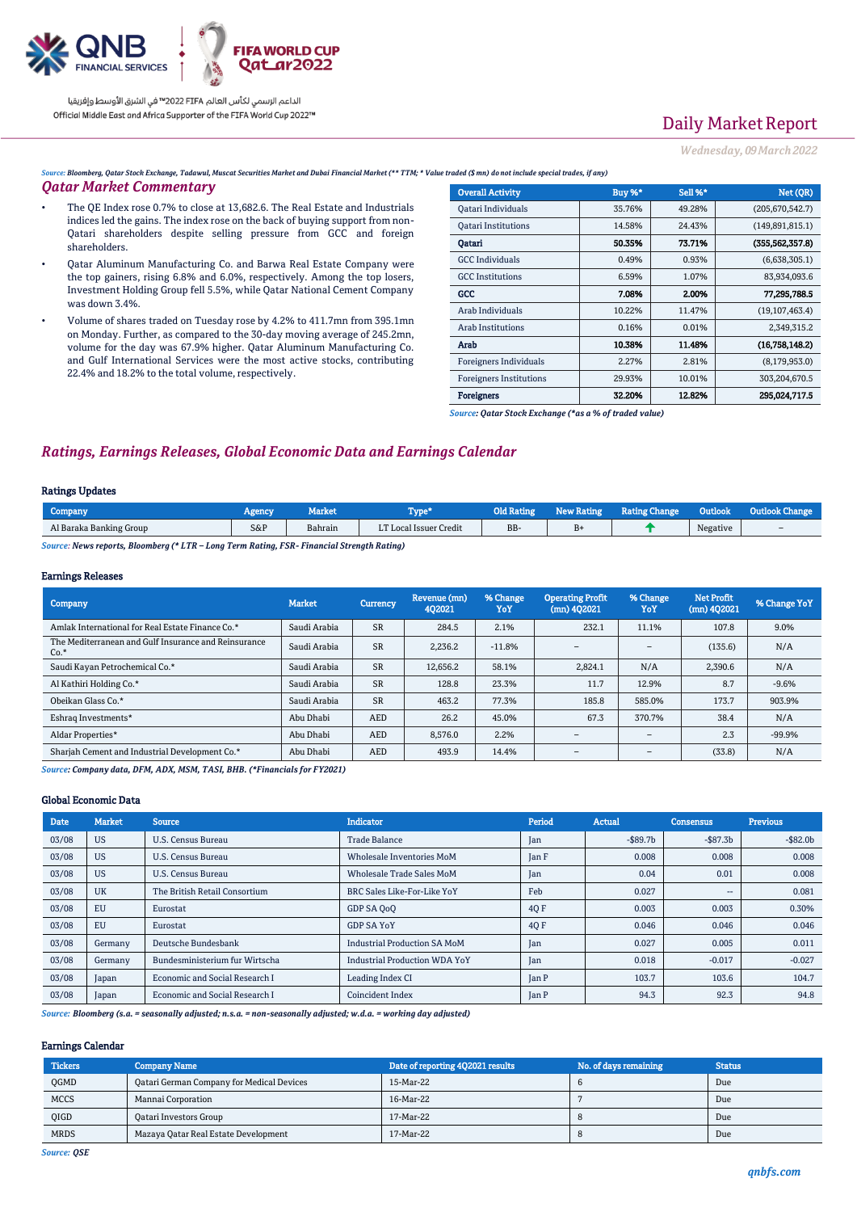QNB FINANCIAL SERVICES

FIFA WORLD CUP Qatar2022

الداعم الرسمي لكأس العالم FIFA 2022™ في الشرق الأوسط وإفريقيا

Official Middle East and Africa Supporter of the FIFA World Cup 2022™

# Daily Market Report

*Wednesday, 09 March 2022*

*Source: Bloomberg, Qatar Stock Exchange, Tadawul, Muscat Securities Market and Dubai Financial Market (** TTM; * Value traded ($ mn) do not include special trades, if any)*

## *Qatar Market Commentary*

- The QE Index rose 0.7% to close at 13,682.6. The Real Estate and Industrials indices led the gains. The index rose on the back of buying support from non-Qatari shareholders despite selling pressure from GCC and foreign shareholders.
- Qatar Aluminum Manufacturing Co. and Barwa Real Estate Company were the top gainers, rising 6.8% and 6.0%, respectively. Among the top losers, Investment Holding Group fell 5.5%, while Qatar National Cement Company was down 3.4%.
- Volume of shares traded on Tuesday rose by 4.2% to 411.7mn from 395.1mn on Monday. Further, as compared to the 30-day moving average of 245.2mn, volume for the day was 67.9% higher. Qatar Aluminum Manufacturing Co. and Gulf International Services were the most active stocks, contributing 22.4% and 18.2% to the total volume, respectively.

| Overall Activity | Buy %* | Sell %* | Net (QR) |
|---|---|---|---|
| Qatari Individuals | 35.76% | 49.28% | (205,670,542.7) |
| Qatari Institutions | 14.58% | 24.43% | (149,891,815.1) |
| **Qatari** | **50.35%** | **73.71%** | **(355,562,357.8)** |
| GCC Individuals | 0.49% | 0.93% | (6,638,305.1) |
| GCC Institutions | 6.59% | 1.07% | 83,934,093.6 |
| **GCC** | **7.08%** | **2.00%** | **77,295,788.5** |
| Arab Individuals | 10.22% | 11.47% | (19,107,463.4) |
| Arab Institutions | 0.16% | 0.01% | 2,349,315.2 |
| **Arab** | **10.38%** | **11.48%** | **(16,758,148.2)** |
| Foreigners Individuals | 2.27% | 2.81% | (8,179,953.0) |
| Foreigners Institutions | 29.93% | 10.01% | 303,204,670.5 |
| **Foreigners** | **32.20%** | **12.82%** | **295,024,717.5** |

*Source: Qatar Stock Exchange (*as a % of traded value)*

## *Ratings, Earnings Releases, Global Economic Data and Earnings Calendar*

### Ratings Updates

| Company | Agency | Market | Type* | Old Rating | New Rating | Rating Change | Outlook | Outlook Change |
|---|---|---|---|---|---|---|---|---|
| Al Baraka Banking Group | S&P | Bahrain | LT Local Issuer Credit | BB- | B+ | ↑ | Negative | – |

*Source: News reports, Bloomberg (* LTR – Long Term Rating, FSR- Financial Strength Rating)*

### Earnings Releases

| Company | Market | Currency | Revenue (mn) 4Q2021 | % Change YoY | Operating Profit (mn) 4Q2021 | % Change YoY | Net Profit (mn) 4Q2021 | % Change YoY |
|---|---|---|---|---|---|---|---|---|
| Amlak International for Real Estate Finance Co.* | Saudi Arabia | SR | 284.5 | 2.1% | 232.1 | 11.1% | 107.8 | 9.0% |
| The Mediterranean and Gulf Insurance and Reinsurance Co.* | Saudi Arabia | SR | 2,236.2 | -11.8% | – | – | (135.6) | N/A |
| Saudi Kayan Petrochemical Co.* | Saudi Arabia | SR | 12,656.2 | 58.1% | 2,824.1 | N/A | 2,390.6 | N/A |
| Al Kathiri Holding Co.* | Saudi Arabia | SR | 128.8 | 23.3% | 11.7 | 12.9% | 8.7 | -9.6% |
| Obeikan Glass Co.* | Saudi Arabia | SR | 463.2 | 77.3% | 185.8 | 585.0% | 173.7 | 903.9% |
| Eshraq Investments* | Abu Dhabi | AED | 26.2 | 45.0% | 67.3 | 370.7% | 38.4 | N/A |
| Aldar Properties* | Abu Dhabi | AED | 8,576.0 | 2.2% | – | – | 2.3 | -99.9% |
| Sharjah Cement and Industrial Development Co.* | Abu Dhabi | AED | 493.9 | 14.4% | – | – | (33.8) | N/A |

*Source: Company data, DFM, ADX, MSM, TASI, BHB. (*Financials for FY2021)*

### Global Economic Data

| Date | Market | Source | Indicator | Period | Actual | Consensus | Previous |
|---|---|---|---|---|---|---|---|
| 03/08 | US | U.S. Census Bureau | Trade Balance | Jan | -$89.7b | -$87.3b | -$82.0b |
| 03/08 | US | U.S. Census Bureau | Wholesale Inventories MoM | Jan F | 0.008 | 0.008 | 0.008 |
| 03/08 | US | U.S. Census Bureau | Wholesale Trade Sales MoM | Jan | 0.04 | 0.01 | 0.008 |
| 03/08 | UK | The British Retail Consortium | BRC Sales Like-For-Like YoY | Feb | 0.027 | -- | 0.081 |
| 03/08 | EU | Eurostat | GDP SA QoQ | 4Q F | 0.003 | 0.003 | 0.30% |
| 03/08 | EU | Eurostat | GDP SA YoY | 4Q F | 0.046 | 0.046 | 0.046 |
| 03/08 | Germany | Deutsche Bundesbank | Industrial Production SA MoM | Jan | 0.027 | 0.005 | 0.011 |
| 03/08 | Germany | Bundesministerium fur Wirtscha | Industrial Production WDA YoY | Jan | 0.018 | -0.017 | -0.027 |
| 03/08 | Japan | Economic and Social Research I | Leading Index CI | Jan P | 103.7 | 103.6 | 104.7 |
| 03/08 | Japan | Economic and Social Research I | Coincident Index | Jan P | 94.3 | 92.3 | 94.8 |

*Source: Bloomberg (s.a. = seasonally adjusted; n.s.a. = non-seasonally adjusted; w.d.a. = working day adjusted)*

### Earnings Calendar

| Tickers | Company Name | Date of reporting 4Q2021 results | No. of days remaining | Status |
|---|---|---|---|---|
| QGMD | Qatari German Company for Medical Devices | 15-Mar-22 | 6 | Due |
| MCCS | Mannai Corporation | 16-Mar-22 | 7 | Due |
| QIGD | Qatari Investors Group | 17-Mar-22 | 8 | Due |
| MRDS | Mazaya Qatar Real Estate Development | 17-Mar-22 | 8 | Due |

*Source: QSE*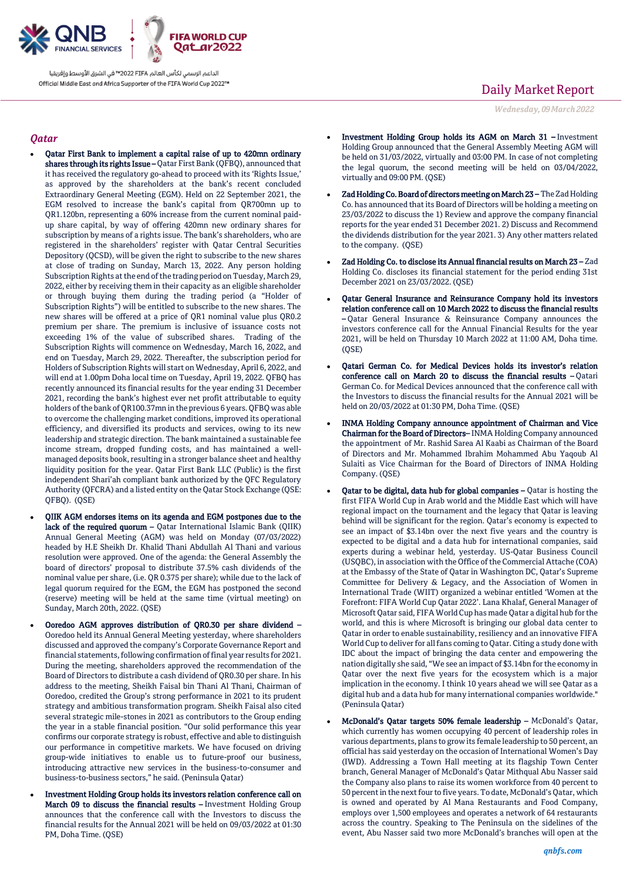## Qatar

- **Qatar First Bank to implement a capital raise of up to 420mn ordinary shares through its rights Issue –** Qatar First Bank (QFBQ), announced that it has received the regulatory go-ahead to proceed with its 'Rights Issue,' as approved by the shareholders at the bank's recent concluded Extraordinary General Meeting (EGM). Held on 22 September 2021, the EGM resolved to increase the bank's capital from QR700mn up to QR1.120bn, representing a 60% increase from the current nominal paid-up share capital, by way of offering 420mn new ordinary shares for subscription by means of a rights issue. The bank's shareholders, who are registered in the shareholders' register with Qatar Central Securities Depository (QCSD), will be given the right to subscribe to the new shares at close of trading on Sunday, March 13, 2022. Any person holding Subscription Rights at the end of the trading period on Tuesday, March 29, 2022, either by receiving them in their capacity as an eligible shareholder or through buying them during the trading period (a "Holder of Subscription Rights") will be entitled to subscribe to the new shares. The new shares will be offered at a price of QR1 nominal value plus QR0.2 premium per share. The premium is inclusive of issuance costs not exceeding 1% of the value of subscribed shares. Trading of the Subscription Rights will commence on Wednesday, March 16, 2022, and end on Tuesday, March 29, 2022. Thereafter, the subscription period for Holders of Subscription Rights will start on Wednesday, April 6, 2022, and will end at 1.00pm Doha local time on Tuesday, April 19, 2022. QFBQ has recently announced its financial results for the year ending 31 December 2021, recording the bank's highest ever net profit attributable to equity holders of the bank of QR100.37mn in the previous 6 years. QFBQ was able to overcome the challenging market conditions, improved its operational efficiency, and diversified its products and services, owing to its new leadership and strategic direction. The bank maintained a sustainable fee income stream, dropped funding costs, and has maintained a well-managed deposits book, resulting in a stronger balance sheet and healthy liquidity position for the year. Qatar First Bank LLC (Public) is the first independent Shari'ah compliant bank authorized by the QFC Regulatory Authority (QFCRA) and a listed entity on the Qatar Stock Exchange (QSE: QFBQ). (QSE)

- **QIIK AGM endorses items on its agenda and EGM postpones due to the lack of the required quorum –** Qatar International Islamic Bank (QIIK) Annual General Meeting (AGM) was held on Monday (07/03/2022) headed by H.E Sheikh Dr. Khalid Thani Abdullah Al Thani and various resolution were approved. One of the agenda: the General Assembly the board of directors' proposal to distribute 37.5% cash dividends of the nominal value per share, (i.e. QR 0.375 per share); while due to the lack of legal quorum required for the EGM, the EGM has postponed the second (reserve) meeting will be held at the same time (virtual meeting) on Sunday, March 20th, 2022. (QSE)

- **Ooredoo AGM approves distribution of QR0.30 per share dividend –** Ooredoo held its Annual General Meeting yesterday, where shareholders discussed and approved the company's Corporate Governance Report and financial statements, following confirmation of final year results for 2021. During the meeting, shareholders approved the recommendation of the Board of Directors to distribute a cash dividend of QR0.30 per share. In his address to the meeting, Sheikh Faisal bin Thani Al Thani, Chairman of Ooredoo, credited the Group's strong performance in 2021 to its prudent strategy and ambitious transformation program. Sheikh Faisal also cited several strategic mile-stones in 2021 as contributors to the Group ending the year in a stable financial position. "Our solid performance this year confirms our corporate strategy is robust, effective and able to distinguish our performance in competitive markets. We have focused on driving group-wide initiatives to enable us to future-proof our business, introducing attractive new services in the business-to-consumer and business-to-business sectors," he said. (Peninsula Qatar)

- **Investment Holding Group holds its investors relation conference call on March 09 to discuss the financial results –** Investment Holding Group announces that the conference call with the Investors to discuss the financial results for the Annual 2021 will be held on 09/03/2022 at 01:30 PM, Doha Time. (QSE)

- **Investment Holding Group holds its AGM on March 31 –** Investment Holding Group announced that the General Assembly Meeting AGM will be held on 31/03/2022, virtually and 03:00 PM. In case of not completing the legal quorum, the second meeting will be held on 03/04/2022, virtually and 09:00 PM. (QSE)

- **Zad Holding Co. Board of directors meeting on March 23 –** The Zad Holding Co. has announced that its Board of Directors will be holding a meeting on 23/03/2022 to discuss the 1) Review and approve the company financial reports for the year ended 31 December 2021. 2) Discuss and Recommend the dividends distribution for the year 2021. 3) Any other matters related to the company. (QSE)

- **Zad Holding Co. to disclose its Annual financial results on March 23 –** Zad Holding Co. discloses its financial statement for the period ending 31st December 2021 on 23/03/2022. (QSE)

- **Qatar General Insurance and Reinsurance Company hold its investors relation conference call on 10 March 2022 to discuss the financial results –** Qatar General Insurance & Reinsurance Company announces the investors conference call for the Annual Financial Results for the year 2021, will be held on Thursday 10 March 2022 at 11:00 AM, Doha time. (QSE)

- **Qatari German Co. for Medical Devices holds its investor's relation conference call on March 20 to discuss the financial results –** Qatari German Co. for Medical Devices announced that the conference call with the Investors to discuss the financial results for the Annual 2021 will be held on 20/03/2022 at 01:30 PM, Doha Time. (QSE)

- **INMA Holding Company announce appointment of Chairman and Vice Chairman for the Board of Directors–** INMA Holding Company announced the appointment of Mr. Rashid Sarea Al Kaabi as Chairman of the Board of Directors and Mr. Mohammed Ibrahim Mohammed Abu Yaqoub Al Sulaiti as Vice Chairman for the Board of Directors of INMA Holding Company. (QSE)

- **Qatar to be digital, data hub for global companies –** Qatar is hosting the first FIFA World Cup in Arab world and the Middle East which will have regional impact on the tournament and the legacy that Qatar is leaving behind will be significant for the region. Qatar's economy is expected to see an impact of $3.14bn over the next five years and the country is expected to be digital and a data hub for international companies, said experts during a webinar held, yesterday. US-Qatar Business Council (USQBC), in association with the Office of the Commercial Attache (COA) at the Embassy of the State of Qatar in Washington DC, Qatar's Supreme Committee for Delivery & Legacy, and the Association of Women in International Trade (WIIT) organized a webinar entitled 'Women at the Forefront: FIFA World Cup Qatar 2022'. Lana Khalaf, General Manager of Microsoft Qatar said, FIFA World Cup has made Qatar a digital hub for the world, and this is where Microsoft is bringing our global data center to Qatar in order to enable sustainability, resiliency and an innovative FIFA World Cup to deliver for all fans coming to Qatar. Citing a study done with IDC about the impact of bringing the data center and empowering the nation digitally she said, "We see an impact of $3.14bn for the economy in Qatar over the next five years for the ecosystem which is a major implication in the economy. I think 10 years ahead we will see Qatar as a digital hub and a data hub for many international companies worldwide." (Peninsula Qatar)

- **McDonald's Qatar targets 50% female leadership –** McDonald's Qatar, which currently has women occupying 40 percent of leadership roles in various departments, plans to grow its female leadership to 50 percent, an official has said yesterday on the occasion of International Women's Day (IWD). Addressing a Town Hall meeting at its flagship Town Center branch, General Manager of McDonald's Qatar Mithqual Abu Nasser said the Company also plans to raise its women workforce from 40 percent to 50 percent in the next four to five years. To date, McDonald's Qatar, which is owned and operated by Al Mana Restaurants and Food Company, employs over 1,500 employees and operates a network of 64 restaurants across the country. Speaking to The Peninsula on the sidelines of the event, Abu Nasser said two more McDonald's branches will open at the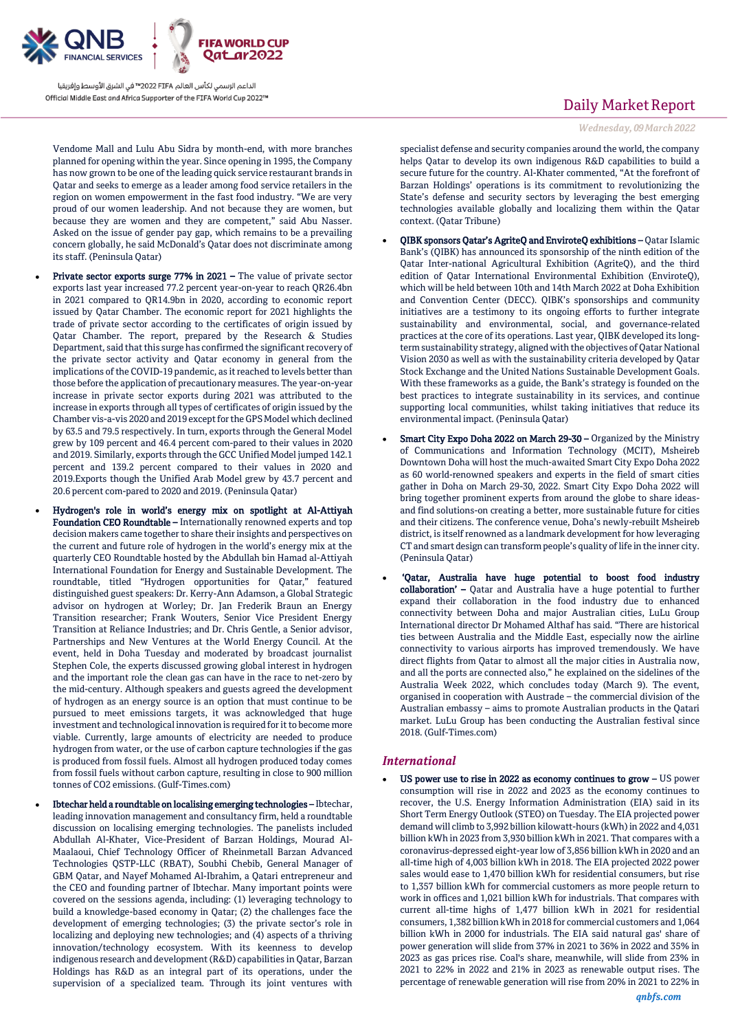Vendome Mall and Lulu Abu Sidra by month-end, with more branches planned for opening within the year. Since opening in 1995, the Company has now grown to be one of the leading quick service restaurant brands in Qatar and seeks to emerge as a leader among food service retailers in the region on women empowerment in the fast food industry. "We are very proud of our women leadership. And not because they are women, but because they are women and they are competent," said Abu Nasser. Asked on the issue of gender pay gap, which remains to be a prevailing concern globally, he said McDonald's Qatar does not discriminate among its staff. (Peninsula Qatar)

- **Private sector exports surge 77% in 2021 –** The value of private sector exports last year increased 77.2 percent year-on-year to reach QR26.4bn in 2021 compared to QR14.9bn in 2020, according to economic report issued by Qatar Chamber. The economic report for 2021 highlights the trade of private sector according to the certificates of origin issued by Qatar Chamber. The report, prepared by the Research & Studies Department, said that this surge has confirmed the significant recovery of the private sector activity and Qatar economy in general from the implications of the COVID-19 pandemic, as it reached to levels better than those before the application of precautionary measures. The year-on-year increase in private sector exports during 2021 was attributed to the increase in exports through all types of certificates of origin issued by the Chamber vis-a-vis 2020 and 2019 except for the GPS Model which declined by 63.5 and 79.5 respectively. In turn, exports through the General Model grew by 109 percent and 46.4 percent com-pared to their values in 2020 and 2019. Similarly, exports through the GCC Unified Model jumped 142.1 percent and 139.2 percent compared to their values in 2020 and 2019.Exports though the Unified Arab Model grew by 43.7 percent and 20.6 percent com-pared to 2020 and 2019. (Peninsula Qatar)
- **Hydrogen's role in world's energy mix on spotlight at Al-Attiyah Foundation CEO Roundtable –** Internationally renowned experts and top decision makers came together to share their insights and perspectives on the current and future role of hydrogen in the world's energy mix at the quarterly CEO Roundtable hosted by the Abdullah bin Hamad al-Attiyah International Foundation for Energy and Sustainable Development. The roundtable, titled "Hydrogen opportunities for Qatar," featured distinguished guest speakers: Dr. Kerry-Ann Adamson, a Global Strategic advisor on hydrogen at Worley; Dr. Jan Frederik Braun an Energy Transition researcher; Frank Wouters, Senior Vice President Energy Transition at Reliance Industries; and Dr. Chris Gentle, a Senior advisor, Partnerships and New Ventures at the World Energy Council. At the event, held in Doha Tuesday and moderated by broadcast journalist Stephen Cole, the experts discussed growing global interest in hydrogen and the important role the clean gas can have in the race to net-zero by the mid-century. Although speakers and guests agreed the development of hydrogen as an energy source is an option that must continue to be pursued to meet emissions targets, it was acknowledged that huge investment and technological innovation is required for it to become more viable. Currently, large amounts of electricity are needed to produce hydrogen from water, or the use of carbon capture technologies if the gas is produced from fossil fuels. Almost all hydrogen produced today comes from fossil fuels without carbon capture, resulting in close to 900 million tonnes of $CO_2$ emissions. (Gulf-Times.com)
- **Ibtechar held a roundtable on localising emerging technologies –** Ibtechar, leading innovation management and consultancy firm, held a roundtable discussion on localising emerging technologies. The panelists included Abdullah Al-Khater, Vice-President of Barzan Holdings, Mouraad Al-Maalaoui, Chief Technology Officer of Rheinmetall Barzan Advanced Technologies QSTP-LLC (RBAT), Soubhi Chebib, General Manager of GBM Qatar, and Nayef Mohamed Al-Ibrahim, a Qatari entrepreneur and the CEO and founding partner of Ibtechar. Many important points were covered on the sessions agenda, including: (1) leveraging technology to build a knowledge-based economy in Qatar; (2) the challenges face the development of emerging technologies; (3) the private sector's role in localizing and deploying new technologies; and (4) aspects of a thriving innovation/technology ecosystem. With its keenness to develop indigenous research and development (R&D) capabilities in Qatar, Barzan Holdings has R&D as an integral part of its operations, under the supervision of a specialized team. Through its joint ventures with specialist defense and security companies around the world, the company helps Qatar to develop its own indigenous R&D capabilities to build a secure future for the country. Al-Khater commented, "At the forefront of Barzan Holdings' operations is its commitment to revolutionizing the State's defense and security sectors by leveraging the best emerging technologies available globally and localizing them within the Qatar context. (Qatar Tribune)
- **QIBK sponsors Qatar's AgriteQ and EnviroteQ exhibitions –** Qatar Islamic Bank's (QIBK) has announced its sponsorship of the ninth edition of the Qatar Inter-national Agricultural Exhibition (AgriteQ), and the third edition of Qatar International Environmental Exhibition (EnviroteQ), which will be held between 10th and 14th March 2022 at Doha Exhibition and Convention Center (DECC). QIBK's sponsorships and community initiatives are a testimony to its ongoing efforts to further integrate sustainability and environmental, social, and governance-related practices at the core of its operations. Last year, QIBK developed its long-term sustainability strategy, aligned with the objectives of Qatar National Vision 2030 as well as with the sustainability criteria developed by Qatar Stock Exchange and the United Nations Sustainable Development Goals. With these frameworks as a guide, the Bank's strategy is founded on the best practices to integrate sustainability in its services, and continue supporting local communities, whilst taking initiatives that reduce its environmental impact. (Peninsula Qatar)
- **Smart City Expo Doha 2022 on March 29-30 –** Organized by the Ministry of Communications and Information Technology (MCIT), Msheireb Downtown Doha will host the much-awaited Smart City Expo Doha 2022 as 60 world-renowned speakers and experts in the field of smart cities gather in Doha on March 29-30, 2022. Smart City Expo Doha 2022 will bring together prominent experts from around the globe to share ideas-and find solutions-on creating a better, more sustainable future for cities and their citizens. The conference venue, Doha's newly-rebuilt Msheireb district, is itself renowned as a landmark development for how leveraging CT and smart design can transform people's quality of life in the inner city. (Peninsula Qatar)
- **'Qatar, Australia have huge potential to boost food industry collaboration' –** Qatar and Australia have a huge potential to further expand their collaboration in the food industry due to enhanced connectivity between Doha and major Australian cities, LuLu Group International director Dr Mohamed Althaf has said. "There are historical ties between Australia and the Middle East, especially now the airline connectivity to various airports has improved tremendously. We have direct flights from Qatar to almost all the major cities in Australia now, and all the ports are connected also," he explained on the sidelines of the Australia Week 2022, which concludes today (March 9). The event, organised in cooperation with Austrade – the commercial division of the Australian embassy – aims to promote Australian products in the Qatari market. LuLu Group has been conducting the Australian festival since 2018. (Gulf-Times.com)

## *International*

- **US power use to rise in 2022 as economy continues to grow –** US power consumption will rise in 2022 and 2023 as the economy continues to recover, the U.S. Energy Information Administration (EIA) said in its Short Term Energy Outlook (STEO) on Tuesday. The EIA projected power demand will climb to 3,992 billion kilowatt-hours (kWh) in 2022 and 4,031 billion kWh in 2023 from 3,930 billion kWh in 2021. That compares with a coronavirus-depressed eight-year low of 3,856 billion kWh in 2020 and an all-time high of 4,003 billion kWh in 2018. The EIA projected 2022 power sales would ease to 1,470 billion kWh for residential consumers, but rise to 1,357 billion kWh for commercial customers as more people return to work in offices and 1,021 billion kWh for industrials. That compares with current all-time highs of 1,477 billion kWh in 2021 for residential consumers, 1,382 billion kWh in 2018 for commercial customers and 1,064 billion kWh in 2000 for industrials. The EIA said natural gas' share of power generation will slide from 37% in 2021 to 36% in 2022 and 35% in 2023 as gas prices rise. Coal's share, meanwhile, will slide from 23% in 2021 to 22% in 2022 and 21% in 2023 as renewable output rises. The percentage of renewable generation will rise from 20% in 2021 to 22% in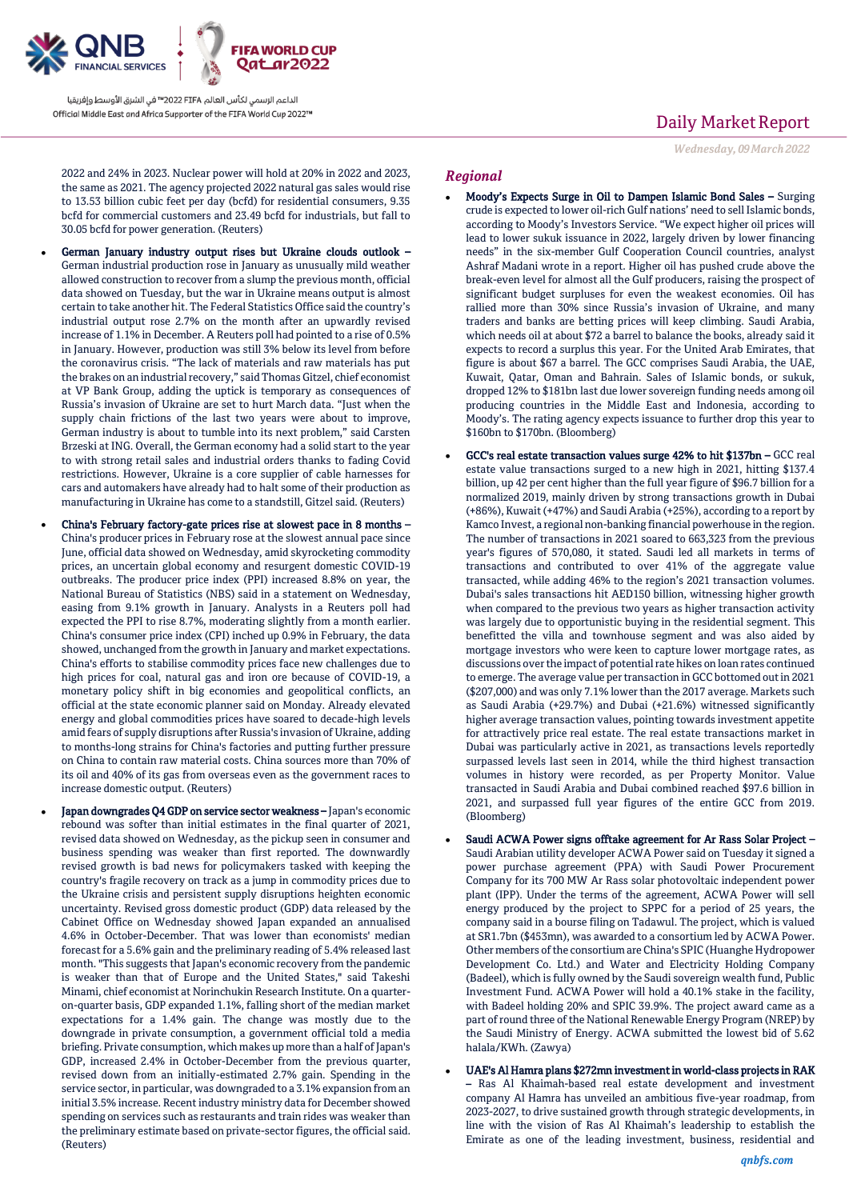2022 and 24% in 2023. Nuclear power will hold at 20% in 2022 and 2023, the same as 2021. The agency projected 2022 natural gas sales would rise to 13.53 billion cubic feet per day (bcfd) for residential consumers, 9.35 bcfd for commercial customers and 23.49 bcfd for industrials, but fall to 30.05 bcfd for power generation. (Reuters)

- **German January industry output rises but Ukraine clouds outlook –** German industrial production rose in January as unusually mild weather allowed construction to recover from a slump the previous month, official data showed on Tuesday, but the war in Ukraine means output is almost certain to take another hit. The Federal Statistics Office said the country's industrial output rose 2.7% on the month after an upwardly revised increase of 1.1% in December. A Reuters poll had pointed to a rise of 0.5% in January. However, production was still 3% below its level from before the coronavirus crisis. "The lack of materials and raw materials has put the brakes on an industrial recovery," said Thomas Gitzel, chief economist at VP Bank Group, adding the uptick is temporary as consequences of Russia's invasion of Ukraine are set to hurt March data. "Just when the supply chain frictions of the last two years were about to improve, German industry is about to tumble into its next problem," said Carsten Brzeski at ING. Overall, the German economy had a solid start to the year to with strong retail sales and industrial orders thanks to fading Covid restrictions. However, Ukraine is a core supplier of cable harnesses for cars and automakers have already had to halt some of their production as manufacturing in Ukraine has come to a standstill, Gitzel said. (Reuters)
- **China's February factory-gate prices rise at slowest pace in 8 months –** China's producer prices in February rose at the slowest annual pace since June, official data showed on Wednesday, amid skyrocketing commodity prices, an uncertain global economy and resurgent domestic COVID-19 outbreaks. The producer price index (PPI) increased 8.8% on year, the National Bureau of Statistics (NBS) said in a statement on Wednesday, easing from 9.1% growth in January. Analysts in a Reuters poll had expected the PPI to rise 8.7%, moderating slightly from a month earlier. China's consumer price index (CPI) inched up 0.9% in February, the data showed, unchanged from the growth in January and market expectations. China's efforts to stabilise commodity prices face new challenges due to high prices for coal, natural gas and iron ore because of COVID-19, a monetary policy shift in big economies and geopolitical conflicts, an official at the state economic planner said on Monday. Already elevated energy and global commodities prices have soared to decade-high levels amid fears of supply disruptions after Russia's invasion of Ukraine, adding to months-long strains for China's factories and putting further pressure on China to contain raw material costs. China sources more than 70% of its oil and 40% of its gas from overseas even as the government races to increase domestic output. (Reuters)
- **Japan downgrades Q4 GDP on service sector weakness –** Japan's economic rebound was softer than initial estimates in the final quarter of 2021, revised data showed on Wednesday, as the pickup seen in consumer and business spending was weaker than first reported. The downwardly revised growth is bad news for policymakers tasked with keeping the country's fragile recovery on track as a jump in commodity prices due to the Ukraine crisis and persistent supply disruptions heighten economic uncertainty. Revised gross domestic product (GDP) data released by the Cabinet Office on Wednesday showed Japan expanded an annualised 4.6% in October-December. That was lower than economists' median forecast for a 5.6% gain and the preliminary reading of 5.4% released last month. "This suggests that Japan's economic recovery from the pandemic is weaker than that of Europe and the United States," said Takeshi Minami, chief economist at Norinchukin Research Institute. On a quarter-on-quarter basis, GDP expanded 1.1%, falling short of the median market expectations for a 1.4% gain. The change was mostly due to the downgrade in private consumption, a government official told a media briefing. Private consumption, which makes up more than a half of Japan's GDP, increased 2.4% in October-December from the previous quarter, revised down from an initially-estimated 2.7% gain. Spending in the service sector, in particular, was downgraded to a 3.1% expansion from an initial 3.5% increase. Recent industry ministry data for December showed spending on services such as restaurants and train rides was weaker than the preliminary estimate based on private-sector figures, the official said. (Reuters)

## *Regional*

- **Moody's Expects Surge in Oil to Dampen Islamic Bond Sales –** Surging crude is expected to lower oil-rich Gulf nations' need to sell Islamic bonds, according to Moody's Investors Service. "We expect higher oil prices will lead to lower sukuk issuance in 2022, largely driven by lower financing needs" in the six-member Gulf Cooperation Council countries, analyst Ashraf Madani wrote in a report. Higher oil has pushed crude above the break-even level for almost all the Gulf producers, raising the prospect of significant budget surpluses for even the weakest economies. Oil has rallied more than 30% since Russia's invasion of Ukraine, and many traders and banks are betting prices will keep climbing. Saudi Arabia, which needs oil at about $72 a barrel to balance the books, already said it expects to record a surplus this year. For the United Arab Emirates, that figure is about $67 a barrel. The GCC comprises Saudi Arabia, the UAE, Kuwait, Qatar, Oman and Bahrain. Sales of Islamic bonds, or sukuk, dropped 12% to $181bn last due lower sovereign funding needs among oil producing countries in the Middle East and Indonesia, according to Moody's. The rating agency expects issuance to further drop this year to $160bn to $170bn. (Bloomberg)
- **GCC's real estate transaction values surge 42% to hit $137bn –** GCC real estate value transactions surged to a new high in 2021, hitting $137.4 billion, up 42 per cent higher than the full year figure of $96.7 billion for a normalized 2019, mainly driven by strong transactions growth in Dubai (+86%), Kuwait (+47%) and Saudi Arabia (+25%), according to a report by Kamco Invest, a regional non-banking financial powerhouse in the region. The number of transactions in 2021 soared to 663,323 from the previous year's figures of 570,080, it stated. Saudi led all markets in terms of transactions and contributed to over 41% of the aggregate value transacted, while adding 46% to the region's 2021 transaction volumes. Dubai's sales transactions hit AED150 billion, witnessing higher growth when compared to the previous two years as higher transaction activity was largely due to opportunistic buying in the residential segment. This benefitted the villa and townhouse segment and was also aided by mortgage investors who were keen to capture lower mortgage rates, as discussions over the impact of potential rate hikes on loan rates continued to emerge. The average value per transaction in GCC bottomed out in 2021 ($207,000) and was only 7.1% lower than the 2017 average. Markets such as Saudi Arabia (+29.7%) and Dubai (+21.6%) witnessed significantly higher average transaction values, pointing towards investment appetite for attractively price real estate. The real estate transactions market in Dubai was particularly active in 2021, as transactions levels reportedly surpassed levels last seen in 2014, while the third highest transaction volumes in history were recorded, as per Property Monitor. Value transacted in Saudi Arabia and Dubai combined reached $97.6 billion in 2021, and surpassed full year figures of the entire GCC from 2019. (Bloomberg)
- **Saudi ACWA Power signs offtake agreement for Ar Rass Solar Project –** Saudi Arabian utility developer ACWA Power said on Tuesday it signed a power purchase agreement (PPA) with Saudi Power Procurement Company for its 700 MW Ar Rass solar photovoltaic independent power plant (IPP). Under the terms of the agreement, ACWA Power will sell energy produced by the project to SPPC for a period of 25 years, the company said in a bourse filing on Tadawul. The project, which is valued at SR1.7bn ($453mn), was awarded to a consortium led by ACWA Power. Other members of the consortium are China's SPIC (Huanghe Hydropower Development Co. Ltd.) and Water and Electricity Holding Company (Badeel), which is fully owned by the Saudi sovereign wealth fund, Public Investment Fund. ACWA Power will hold a 40.1% stake in the facility, with Badeel holding 20% and SPIC 39.9%. The project award came as a part of round three of the National Renewable Energy Program (NREP) by the Saudi Ministry of Energy. ACWA submitted the lowest bid of 5.62 halala/KWh. (Zawya)
- **UAE's Al Hamra plans $272mn investment in world-class projects in RAK –** Ras Al Khaimah-based real estate development and investment company Al Hamra has unveiled an ambitious five-year roadmap, from 2023-2027, to drive sustained growth through strategic developments, in line with the vision of Ras Al Khaimah's leadership to establish the Emirate as one of the leading investment, business, residential and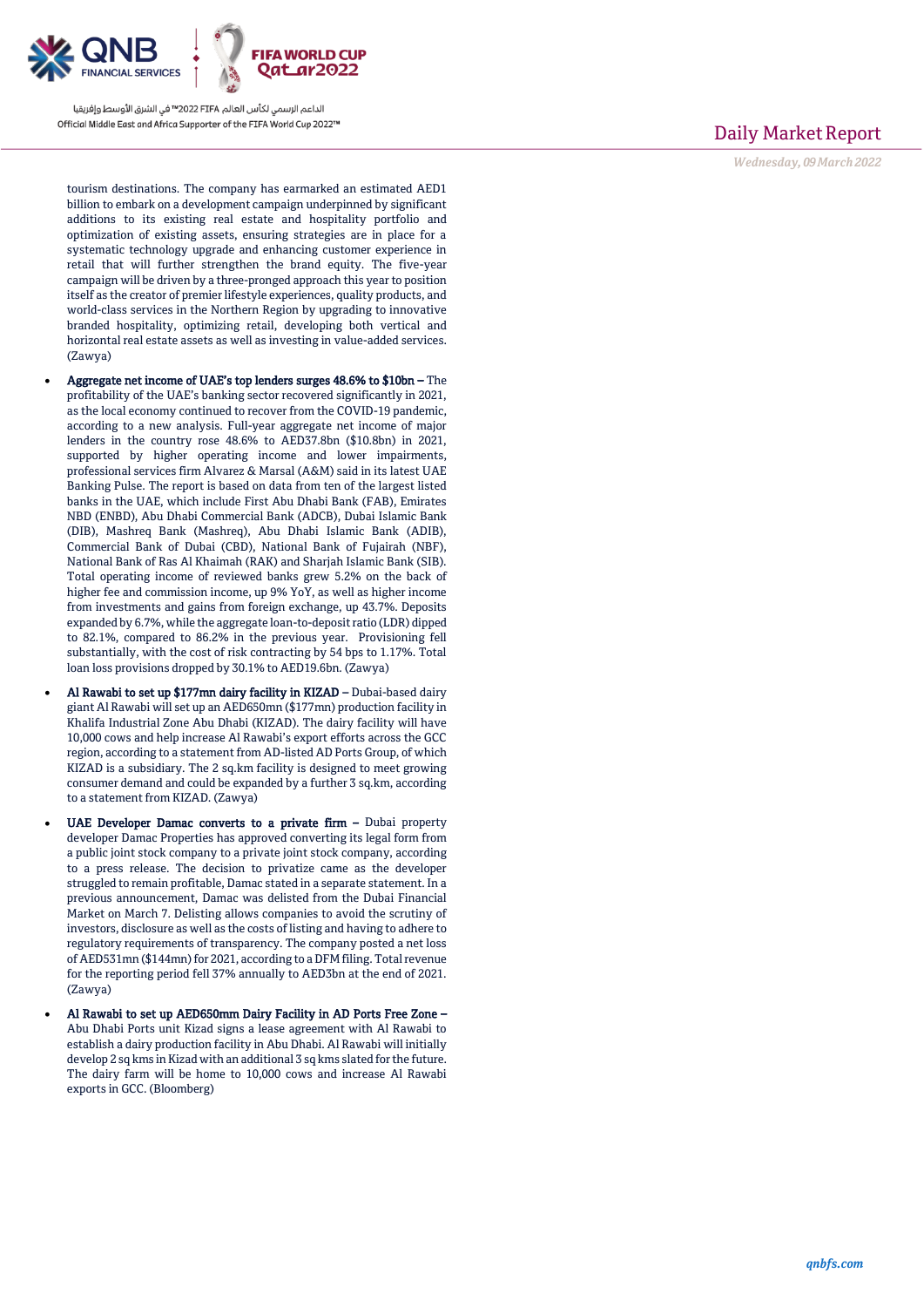tourism destinations. The company has earmarked an estimated AED1 billion to embark on a development campaign underpinned by significant additions to its existing real estate and hospitality portfolio and optimization of existing assets, ensuring strategies are in place for a systematic technology upgrade and enhancing customer experience in retail that will further strengthen the brand equity. The five-year campaign will be driven by a three-pronged approach this year to position itself as the creator of premier lifestyle experiences, quality products, and world-class services in the Northern Region by upgrading to innovative branded hospitality, optimizing retail, developing both vertical and horizontal real estate assets as well as investing in value-added services. (Zawya)

- **Aggregate net income of UAE's top lenders surges 48.6% to $10bn –** The profitability of the UAE's banking sector recovered significantly in 2021, as the local economy continued to recover from the COVID-19 pandemic, according to a new analysis. Full-year aggregate net income of major lenders in the country rose 48.6% to AED37.8bn ($10.8bn) in 2021, supported by higher operating income and lower impairments, professional services firm Alvarez & Marsal (A&M) said in its latest UAE Banking Pulse. The report is based on data from ten of the largest listed banks in the UAE, which include First Abu Dhabi Bank (FAB), Emirates NBD (ENBD), Abu Dhabi Commercial Bank (ADCB), Dubai Islamic Bank (DIB), Mashreq Bank (Mashreq), Abu Dhabi Islamic Bank (ADIB), Commercial Bank of Dubai (CBD), National Bank of Fujairah (NBF), National Bank of Ras Al Khaimah (RAK) and Sharjah Islamic Bank (SIB). Total operating income of reviewed banks grew 5.2% on the back of higher fee and commission income, up 9% YoY, as well as higher income from investments and gains from foreign exchange, up 43.7%. Deposits expanded by 6.7%, while the aggregate loan-to-deposit ratio (LDR) dipped to 82.1%, compared to 86.2% in the previous year. Provisioning fell substantially, with the cost of risk contracting by 54 bps to 1.17%. Total loan loss provisions dropped by 30.1% to AED19.6bn. (Zawya)
- **Al Rawabi to set up $177mn dairy facility in KIZAD –** Dubai-based dairy giant Al Rawabi will set up an AED650mn ($177mn) production facility in Khalifa Industrial Zone Abu Dhabi (KIZAD). The dairy facility will have 10,000 cows and help increase Al Rawabi's export efforts across the GCC region, according to a statement from AD-listed AD Ports Group, of which KIZAD is a subsidiary. The 2 sq.km facility is designed to meet growing consumer demand and could be expanded by a further 3 sq.km, according to a statement from KIZAD. (Zawya)
- **UAE Developer Damac converts to a private firm –** Dubai property developer Damac Properties has approved converting its legal form from a public joint stock company to a private joint stock company, according to a press release. The decision to privatize came as the developer struggled to remain profitable, Damac stated in a separate statement. In a previous announcement, Damac was delisted from the Dubai Financial Market on March 7. Delisting allows companies to avoid the scrutiny of investors, disclosure as well as the costs of listing and having to adhere to regulatory requirements of transparency. The company posted a net loss of AED531mn ($144mn) for 2021, according to a DFM filing. Total revenue for the reporting period fell 37% annually to AED3bn at the end of 2021. (Zawya)
- **Al Rawabi to set up AED650mm Dairy Facility in AD Ports Free Zone –** Abu Dhabi Ports unit Kizad signs a lease agreement with Al Rawabi to establish a dairy production facility in Abu Dhabi. Al Rawabi will initially develop 2 sq kms in Kizad with an additional 3 sq kms slated for the future. The dairy farm will be home to 10,000 cows and increase Al Rawabi exports in GCC. (Bloomberg)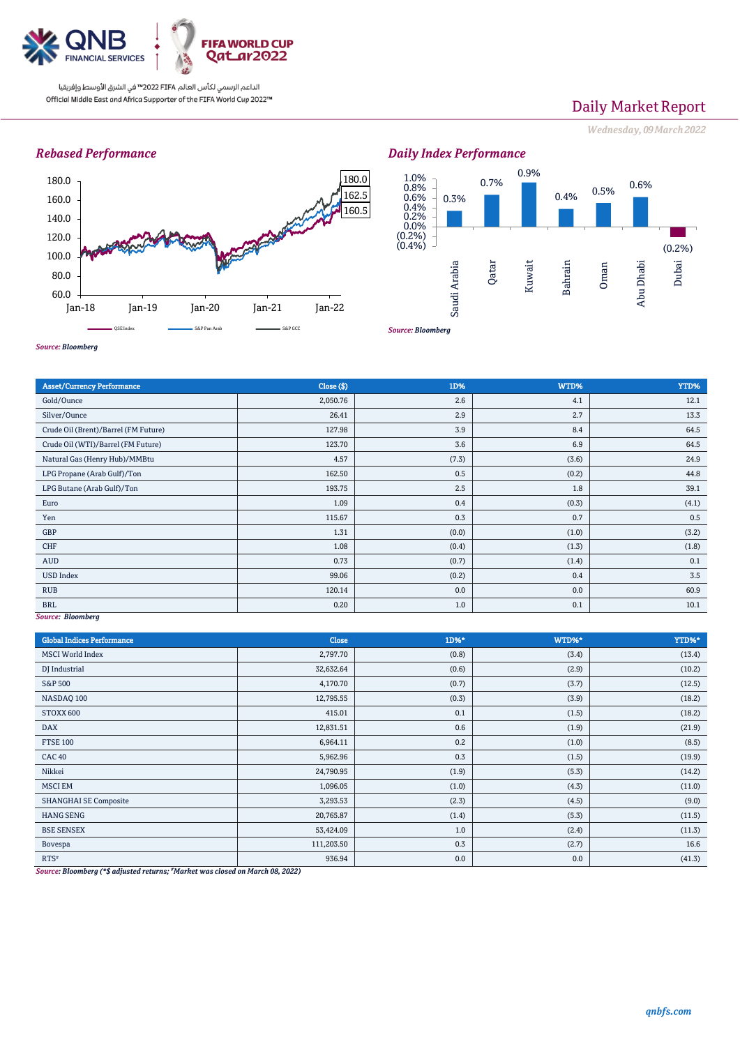الداعم الرسمي لكأس العالم FIFA 2022™ في الشرق الأوسط وإفريقيا

Official Middle East and Africa Supporter of the FIFA World Cup 2022™

# Daily Market Report

*Wednesday, 09 March 2022*

## Rebased Performance

180.0
162.5
160.5

180.0
160.0
140.0
120.0
100.0
80.0
60.0

Jan-18 Jan-19 Jan-20 Jan-21 Jan-22

QSE Index S&P Pan Arab S&P GCC

*Source: Bloomberg*

## Daily Index Performance

1.0%
0.8%
0.6%
0.4%
0.2%
0.0%
(0.2%)
(0.4%)

0.3% 0.7% 0.9% 0.4% 0.5% 0.6% (0.2%)

Saudi Arabia Qatar Kuwait Bahrain Oman Abu Dhabi Dubai

*Source: Bloomberg*

| Asset/Currency Performance | Close ($) | 1D% | WTD% | YTD% |
|---|---|---|---|---|
| Gold/Ounce | 2,050.76 | 2.6 | 4.1 | 12.1 |
| Silver/Ounce | 26.41 | 2.9 | 2.7 | 13.3 |
| Crude Oil (Brent)/Barrel (FM Future) | 127.98 | 3.9 | 8.4 | 64.5 |
| Crude Oil (WTI)/Barrel (FM Future) | 123.70 | 3.6 | 6.9 | 64.5 |
| Natural Gas (Henry Hub)/MMBtu | 4.57 | (7.3) | (3.6) | 24.9 |
| LPG Propane (Arab Gulf)/Ton | 162.50 | 0.5 | (0.2) | 44.8 |
| LPG Butane (Arab Gulf)/Ton | 193.75 | 2.5 | 1.8 | 39.1 |
| Euro | 1.09 | 0.4 | (0.3) | (4.1) |
| Yen | 115.67 | 0.3 | 0.7 | 0.5 |
| GBP | 1.31 | (0.0) | (1.0) | (3.2) |
| CHF | 1.08 | (0.4) | (1.3) | (1.8) |
| AUD | 0.73 | (0.7) | (1.4) | 0.1 |
| USD Index | 99.06 | (0.2) | 0.4 | 3.5 |
| RUB | 120.14 | 0.0 | 0.0 | 60.9 |
| BRL | 0.20 | 1.0 | 0.1 | 10.1 |

*Source: Bloomberg*

| Global Indices Performance | Close | 1D%* | WTD%* | YTD%* |
|---|---|---|---|---|
| MSCI World Index | 2,797.70 | (0.8) | (3.4) | (13.4) |
| DJ Industrial | 32,632.64 | (0.6) | (2.9) | (10.2) |
| S&P 500 | 4,170.70 | (0.7) | (3.7) | (12.5) |
| NASDAQ 100 | 12,795.55 | (0.3) | (3.9) | (18.2) |
| STOXX 600 | 415.01 | 0.1 | (1.5) | (18.2) |
| DAX | 12,831.51 | 0.6 | (1.9) | (21.9) |
| FTSE 100 | 6,964.11 | 0.2 | (1.0) | (8.5) |
| CAC 40 | 5,962.96 | 0.3 | (1.5) | (19.9) |
| Nikkei | 24,790.95 | (1.9) | (5.3) | (14.2) |
| MSCI EM | 1,096.05 | (1.0) | (4.3) | (11.0) |
| SHANGHAI SE Composite | 3,293.53 | (2.3) | (4.5) | (9.0) |
| HANG SENG | 20,765.87 | (1.4) | (5.3) | (11.5) |
| BSE SENSEX | 53,424.09 | 1.0 | (2.4) | (11.3) |
| Bovespa | 111,203.50 | 0.3 | (2.7) | 16.6 |
| RTS# | 936.94 | 0.0 | 0.0 | (41.3) |

*Source: Bloomberg (*$ adjusted returns; #Market was closed on March 08, 2022)*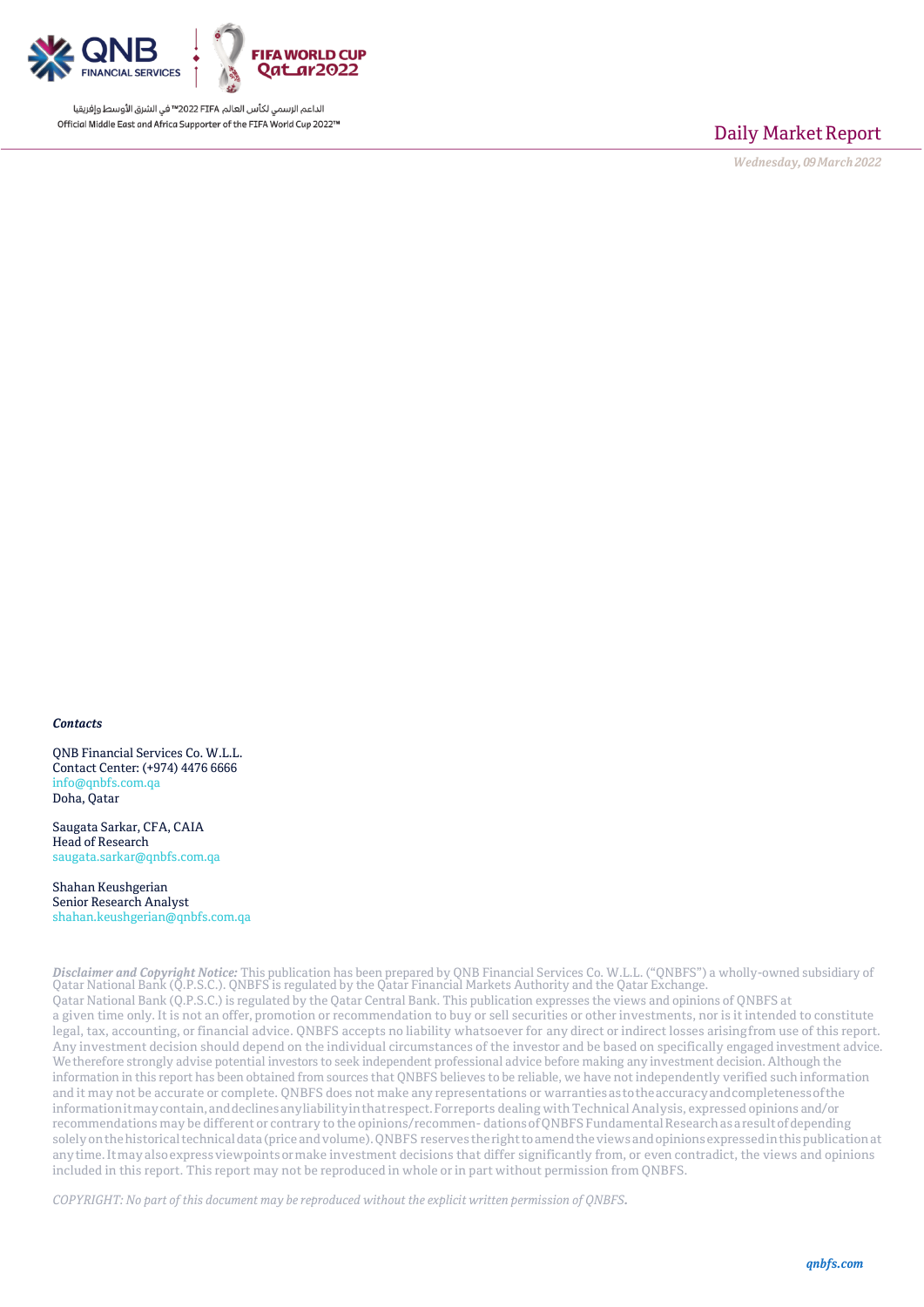***Contacts***

QNB Financial Services Co. W.L.L.
Contact Center: (+974) 4476 6666
info@qnbfs.com.qa
Doha, Qatar

Saugata Sarkar, CFA, CAIA
Head of Research
saugata.sarkar@qnbfs.com.qa

Shahan Keushgerian
Senior Research Analyst
shahan.keushgerian@qnbfs.com.qa

***Disclaimer and Copyright Notice:*** This publication has been prepared by QNB Financial Services Co. W.L.L. ("QNBFS") a wholly-owned subsidiary of Qatar National Bank (Q.P.S.C.). QNBFS is regulated by the Qatar Financial Markets Authority and the Qatar Exchange. Qatar National Bank (Q.P.S.C.) is regulated by the Qatar Central Bank. This publication expresses the views and opinions of QNBFS at a given time only. It is not an offer, promotion or recommendation to buy or sell securities or other investments, nor is it intended to constitute legal, tax, accounting, or financial advice. QNBFS accepts no liability whatsoever for any direct or indirect losses arising from use of this report. Any investment decision should depend on the individual circumstances of the investor and be based on specifically engaged investment advice. We therefore strongly advise potential investors to seek independent professional advice before making any investment decision. Although the information in this report has been obtained from sources that QNBFS believes to be reliable, we have not independently verified such information and it may not be accurate or complete. QNBFS does not make any representations or warranties as to the accuracy and completeness of the information it may contain, and declines any liability in that respect. For reports dealing with Technical Analysis, expressed opinions and/or recommendations may be different or contrary to the opinions/recommen- dations of QNBFS Fundamental Research as a result of depending solely on the historical technical data (price and volume). QNBFS reserves the right to amend the views and opinions expressed in this publication at any time. It may also express viewpoints or make investment decisions that differ significantly from, or even contradict, the views and opinions included in this report. This report may not be reproduced in whole or in part without permission from QNBFS.

*COPYRIGHT: No part of this document may be reproduced without the explicit written permission of QNBFS.*